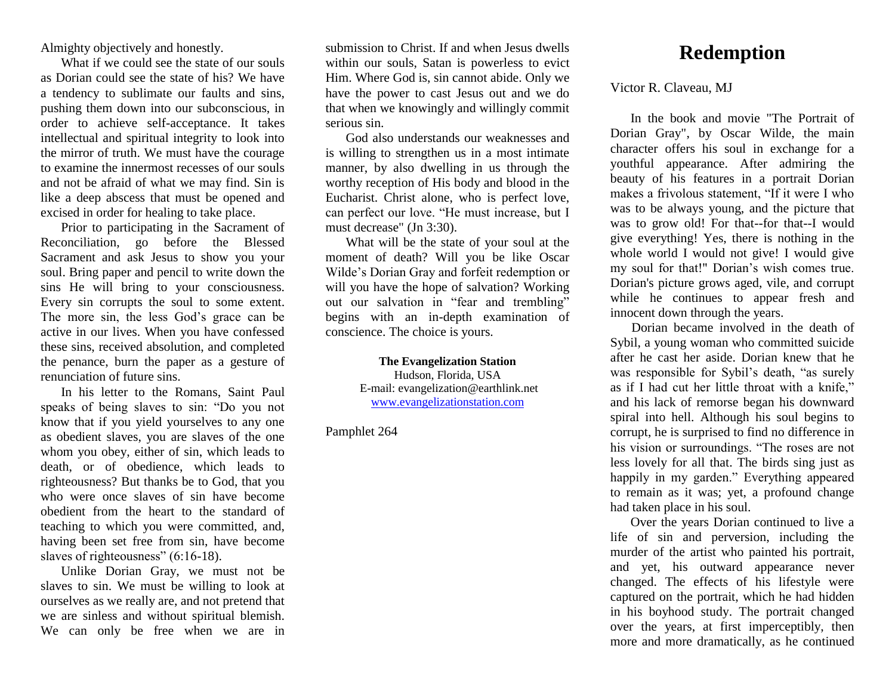Almighty objectively and honestly.

What if we could see the state of our souls as Dorian could see the state of his? We have a tendency to sublimate our faults and sins, pushing them down into our subconscious, in order to achieve self-acceptance. It takes intellectual and spiritual integrity to look into the mirror of truth. We must have the courage to examine the innermost recesses of our souls and not be afraid of what we may find. Sin is like a deep abscess that must be opened and excised in order for healing to take place.

Prior to participating in the Sacrament of Reconciliation, go before the Blessed Sacrament and ask Jesus to show you your soul. Bring paper and pencil to write down the sins He will bring to your consciousness. Every sin corrupts the soul to some extent. The more sin, the less God's grace can be active in our lives. When you have confessed these sins, received absolution, and completed the penance, burn the paper as a gesture of renunciation of future sins.

In his letter to the Romans, Saint Paul speaks of being slaves to sin: "Do you not know that if you yield yourselves to any one as obedient slaves, you are slaves of the one whom you obey, either of sin, which leads to death, or of obedience, which leads to righteousness? But thanks be to God, that you who were once slaves of sin have become obedient from the heart to the standard of teaching to which you were committed, and, having been set free from sin, have become slaves of righteousness" (6:16-18).

Unlike Dorian Gray, we must not be slaves to sin. We must be willing to look at ourselves as we really are, and not pretend that we are sinless and without spiritual blemish. We can only be free when we are in submission to Christ. If and when Jesus dwells within our souls, Satan is powerless to evict Him. Where God is, sin cannot abide. Only we have the power to cast Jesus out and we do that when we knowingly and willingly commit serious sin.

God also understands our weaknesses and is willing to strengthen us in a most intimate manner, by also dwelling in us through the worthy reception of His body and blood in the Eucharist. Christ alone, who is perfect love, can perfect our love. "He must increase, but I must decrease" (Jn 3:30).

What will be the state of your soul at the moment of death? Will you be like Oscar Wilde's Dorian Gray and forfeit redemption or will you have the hope of salvation? Working out our salvation in "fear and trembling" begins with an in-depth examination of conscience. The choice is yours.

**The Evangelization Station**
Hudson, Florida, USA
E-mail: evangelization@earthlink.net
www.evangelizationstation.com

Pamphlet 264

# Redemption

Victor R. Claveau, MJ

In the book and movie "The Portrait of Dorian Gray", by Oscar Wilde, the main character offers his soul in exchange for a youthful appearance. After admiring the beauty of his features in a portrait Dorian makes a frivolous statement, "If it were I who was to be always young, and the picture that was to grow old! For that--for that--I would give everything! Yes, there is nothing in the whole world I would not give! I would give my soul for that!" Dorian's wish comes true. Dorian's picture grows aged, vile, and corrupt while he continues to appear fresh and innocent down through the years.

Dorian became involved in the death of Sybil, a young woman who committed suicide after he cast her aside. Dorian knew that he was responsible for Sybil's death, "as surely as if I had cut her little throat with a knife," and his lack of remorse began his downward spiral into hell. Although his soul begins to corrupt, he is surprised to find no difference in his vision or surroundings. "The roses are not less lovely for all that. The birds sing just as happily in my garden." Everything appeared to remain as it was; yet, a profound change had taken place in his soul.

Over the years Dorian continued to live a life of sin and perversion, including the murder of the artist who painted his portrait, and yet, his outward appearance never changed. The effects of his lifestyle were captured on the portrait, which he had hidden in his boyhood study. The portrait changed over the years, at first imperceptibly, then more and more dramatically, as he continued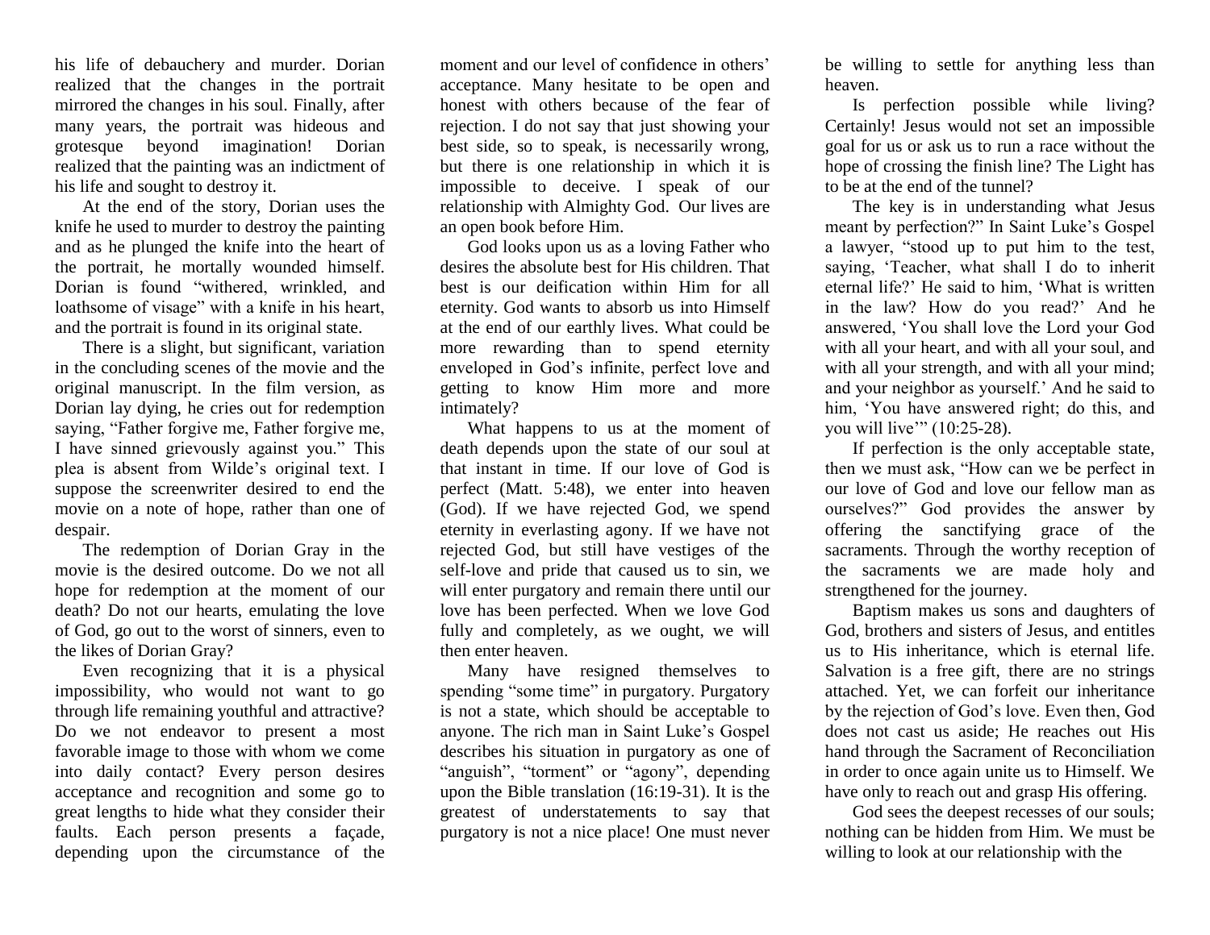his life of debauchery and murder. Dorian realized that the changes in the portrait mirrored the changes in his soul. Finally, after many years, the portrait was hideous and grotesque beyond imagination! Dorian realized that the painting was an indictment of his life and sought to destroy it.

At the end of the story, Dorian uses the knife he used to murder to destroy the painting and as he plunged the knife into the heart of the portrait, he mortally wounded himself. Dorian is found "withered, wrinkled, and loathsome of visage" with a knife in his heart, and the portrait is found in its original state.

There is a slight, but significant, variation in the concluding scenes of the movie and the original manuscript. In the film version, as Dorian lay dying, he cries out for redemption saying, "Father forgive me, Father forgive me, I have sinned grievously against you." This plea is absent from Wilde's original text. I suppose the screenwriter desired to end the movie on a note of hope, rather than one of despair.

The redemption of Dorian Gray in the movie is the desired outcome. Do we not all hope for redemption at the moment of our death? Do not our hearts, emulating the love of God, go out to the worst of sinners, even to the likes of Dorian Gray?

Even recognizing that it is a physical impossibility, who would not want to go through life remaining youthful and attractive? Do we not endeavor to present a most favorable image to those with whom we come into daily contact? Every person desires acceptance and recognition and some go to great lengths to hide what they consider their faults. Each person presents a façade, depending upon the circumstance of the moment and our level of confidence in others' acceptance. Many hesitate to be open and honest with others because of the fear of rejection. I do not say that just showing your best side, so to speak, is necessarily wrong, but there is one relationship in which it is impossible to deceive. I speak of our relationship with Almighty God. Our lives are an open book before Him.

God looks upon us as a loving Father who desires the absolute best for His children. That best is our deification within Him for all eternity. God wants to absorb us into Himself at the end of our earthly lives. What could be more rewarding than to spend eternity enveloped in God's infinite, perfect love and getting to know Him more and more intimately?

What happens to us at the moment of death depends upon the state of our soul at that instant in time. If our love of God is perfect (Matt. 5:48), we enter into heaven (God). If we have rejected God, we spend eternity in everlasting agony. If we have not rejected God, but still have vestiges of the self-love and pride that caused us to sin, we will enter purgatory and remain there until our love has been perfected. When we love God fully and completely, as we ought, we will then enter heaven.

Many have resigned themselves to spending "some time" in purgatory. Purgatory is not a state, which should be acceptable to anyone. The rich man in Saint Luke's Gospel describes his situation in purgatory as one of "anguish", "torment" or "agony", depending upon the Bible translation (16:19-31). It is the greatest of understatements to say that purgatory is not a nice place! One must never be willing to settle for anything less than heaven.

Is perfection possible while living? Certainly! Jesus would not set an impossible goal for us or ask us to run a race without the hope of crossing the finish line? The Light has to be at the end of the tunnel?

The key is in understanding what Jesus meant by perfection?" In Saint Luke's Gospel a lawyer, "stood up to put him to the test, saying, 'Teacher, what shall I do to inherit eternal life?' He said to him, 'What is written in the law? How do you read?' And he answered, 'You shall love the Lord your God with all your heart, and with all your soul, and with all your strength, and with all your mind; and your neighbor as yourself.' And he said to him, 'You have answered right; do this, and you will live'" (10:25-28).

If perfection is the only acceptable state, then we must ask, "How can we be perfect in our love of God and love our fellow man as ourselves?" God provides the answer by offering the sanctifying grace of the sacraments. Through the worthy reception of the sacraments we are made holy and strengthened for the journey.

Baptism makes us sons and daughters of God, brothers and sisters of Jesus, and entitles us to His inheritance, which is eternal life. Salvation is a free gift, there are no strings attached. Yet, we can forfeit our inheritance by the rejection of God's love. Even then, God does not cast us aside; He reaches out His hand through the Sacrament of Reconciliation in order to once again unite us to Himself. We have only to reach out and grasp His offering.

God sees the deepest recesses of our souls; nothing can be hidden from Him. We must be willing to look at our relationship with the